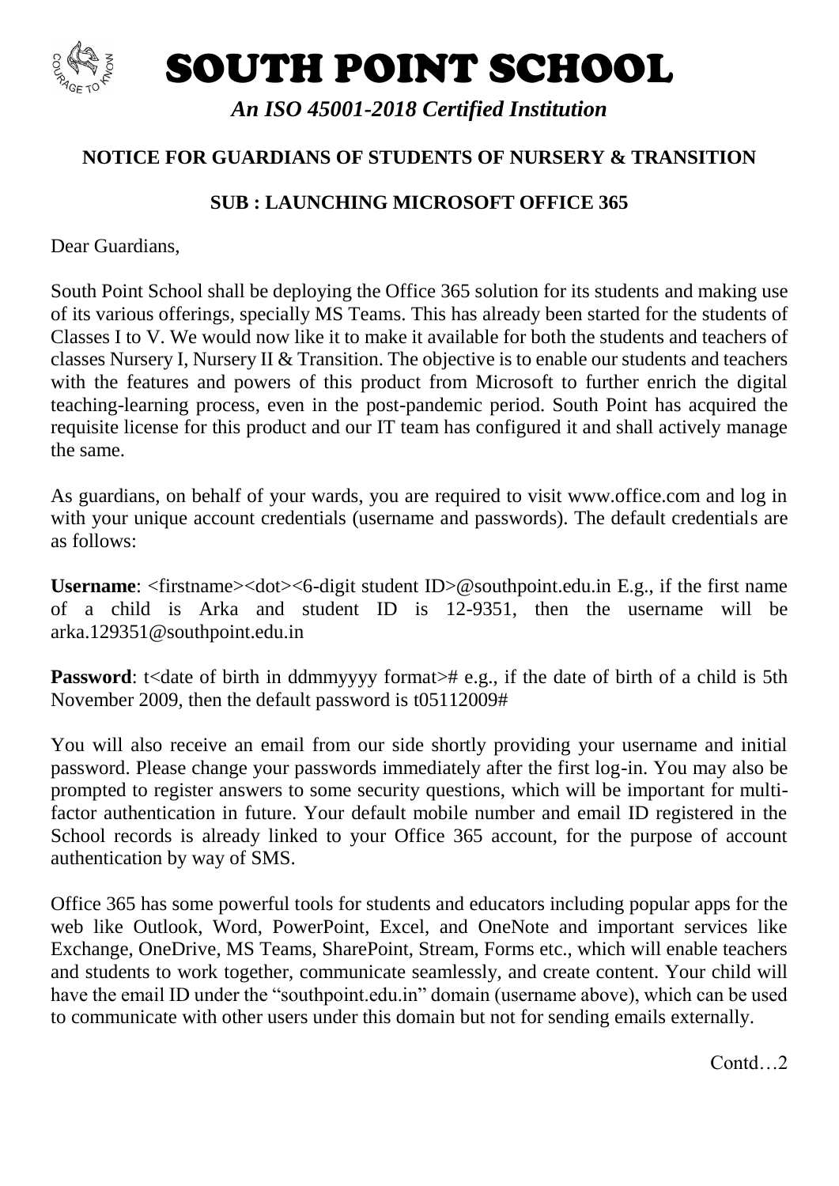# SOUTH POINT SCHOOL

*An ISO 45001-2018 Certified Institution*

## NOTICE FOR GUARDIANS OF STUDENTS OF NURSERY & TRANSITION

### SUB : LAUNCHING MICROSOFT OFFICE 365

Dear Guardians,

South Point School shall be deploying the Office 365 solution for its students and making use of its various offerings, specially MS Teams. This has already been started for the students of Classes I to V. We would now like it to make it available for both the students and teachers of classes Nursery I, Nursery II & Transition. The objective is to enable our students and teachers with the features and powers of this product from Microsoft to further enrich the digital teaching-learning process, even in the post-pandemic period. South Point has acquired the requisite license for this product and our IT team has configured it and shall actively manage the same.

As guardians, on behalf of your wards, you are required to visit www.office.com and log in with your unique account credentials (username and passwords). The default credentials are as follows:

**Username**: <firstname><dot><6-digit student ID>@southpoint.edu.in E.g., if the first name of a child is Arka and student ID is 12-9351, then the username will be arka.129351@southpoint.edu.in

**Password**: t<date of birth in ddmmyyyy format># e.g., if the date of birth of a child is 5th November 2009, then the default password is t05112009#

You will also receive an email from our side shortly providing your username and initial password. Please change your passwords immediately after the first log-in. You may also be prompted to register answers to some security questions, which will be important for multi-factor authentication in future. Your default mobile number and email ID registered in the School records is already linked to your Office 365 account, for the purpose of account authentication by way of SMS.

Office 365 has some powerful tools for students and educators including popular apps for the web like Outlook, Word, PowerPoint, Excel, and OneNote and important services like Exchange, OneDrive, MS Teams, SharePoint, Stream, Forms etc., which will enable teachers and students to work together, communicate seamlessly, and create content. Your child will have the email ID under the "southpoint.edu.in" domain (username above), which can be used to communicate with other users under this domain but not for sending emails externally.

Contd…2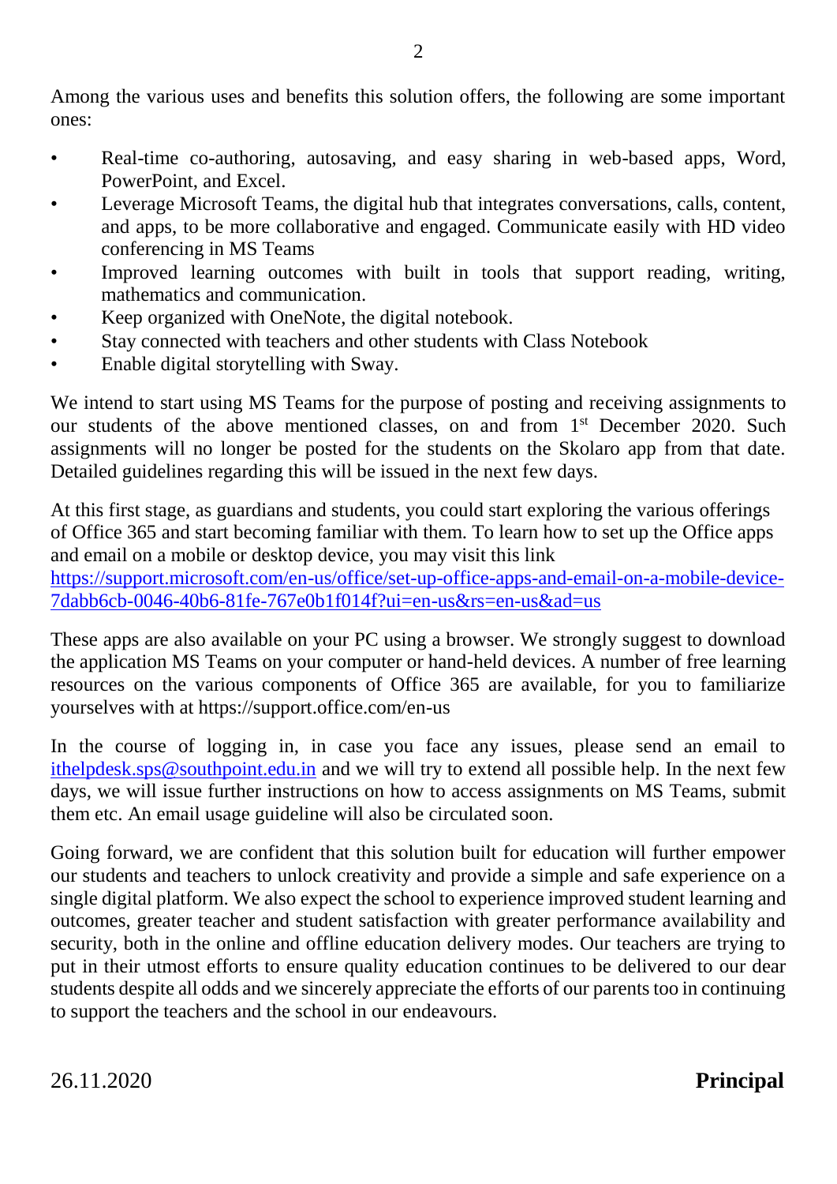Among the various uses and benefits this solution offers, the following are some important ones:

- Real-time co-authoring, autosaving, and easy sharing in web-based apps, Word, PowerPoint, and Excel.
- Leverage Microsoft Teams, the digital hub that integrates conversations, calls, content, and apps, to be more collaborative and engaged. Communicate easily with HD video conferencing in MS Teams
- Improved learning outcomes with built in tools that support reading, writing, mathematics and communication.
- Keep organized with OneNote, the digital notebook.
- Stay connected with teachers and other students with Class Notebook
- Enable digital storytelling with Sway.

We intend to start using MS Teams for the purpose of posting and receiving assignments to our students of the above mentioned classes, on and from 1st December 2020. Such assignments will no longer be posted for the students on the Skolaro app from that date. Detailed guidelines regarding this will be issued in the next few days.

At this first stage, as guardians and students, you could start exploring the various offerings of Office 365 and start becoming familiar with them. To learn how to set up the Office apps and email on a mobile or desktop device, you may visit this link https://support.microsoft.com/en-us/office/set-up-office-apps-and-email-on-a-mobile-device-7dabb6cb-0046-40b6-81fe-767e0b1f014f?ui=en-us&rs=en-us&ad=us

These apps are also available on your PC using a browser. We strongly suggest to download the application MS Teams on your computer or hand-held devices. A number of free learning resources on the various components of Office 365 are available, for you to familiarize yourselves with at https://support.office.com/en-us

In the course of logging in, in case you face any issues, please send an email to ithelpdesk.sps@southpoint.edu.in and we will try to extend all possible help. In the next few days, we will issue further instructions on how to access assignments on MS Teams, submit them etc. An email usage guideline will also be circulated soon.

Going forward, we are confident that this solution built for education will further empower our students and teachers to unlock creativity and provide a simple and safe experience on a single digital platform. We also expect the school to experience improved student learning and outcomes, greater teacher and student satisfaction with greater performance availability and security, both in the online and offline education delivery modes. Our teachers are trying to put in their utmost efforts to ensure quality education continues to be delivered to our dear students despite all odds and we sincerely appreciate the efforts of our parents too in continuing to support the teachers and the school in our endeavours.

26.11.2020 **Principal**